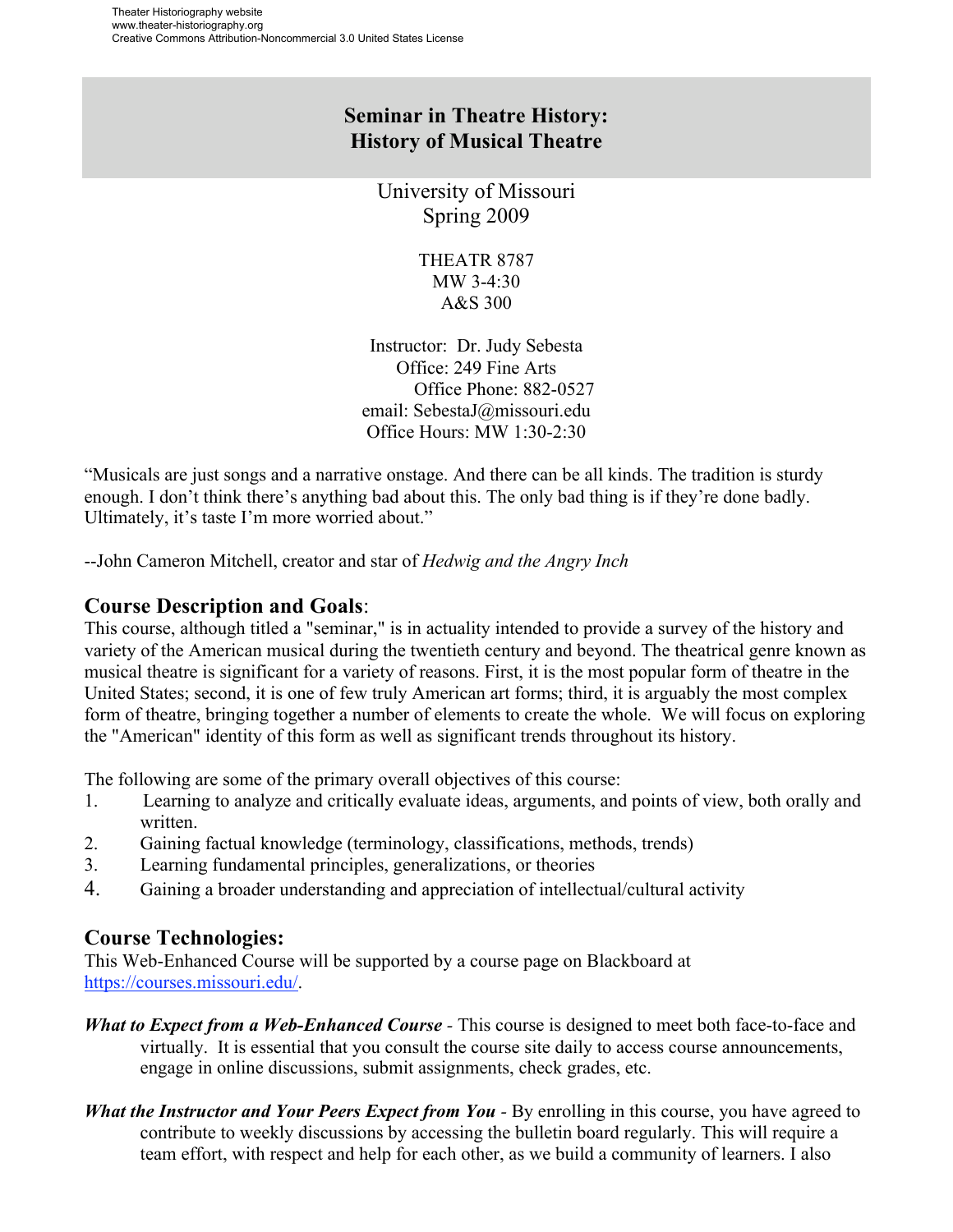# Seminar in Theatre History: History of Musical Theatre

University of Missouri
Spring 2009

THEATR 8787
MW 3-4:30
A&S 300

Instructor: Dr. Judy Sebesta
Office: 249 Fine Arts
Office Phone: 882-0527
email: SebestaJ@missouri.edu
Office Hours: MW 1:30-2:30

"Musicals are just songs and a narrative onstage. And there can be all kinds. The tradition is sturdy enough. I don't think there's anything bad about this. The only bad thing is if they're done badly. Ultimately, it's taste I'm more worried about."

--John Cameron Mitchell, creator and star of *Hedwig and the Angry Inch*

## Course Description and Goals:

This course, although titled a "seminar," is in actuality intended to provide a survey of the history and variety of the American musical during the twentieth century and beyond. The theatrical genre known as musical theatre is significant for a variety of reasons. First, it is the most popular form of theatre in the United States; second, it is one of few truly American art forms; third, it is arguably the most complex form of theatre, bringing together a number of elements to create the whole. We will focus on exploring the "American" identity of this form as well as significant trends throughout its history.

The following are some of the primary overall objectives of this course:

1. Learning to analyze and critically evaluate ideas, arguments, and points of view, both orally and written.
2. Gaining factual knowledge (terminology, classifications, methods, trends)
3. Learning fundamental principles, generalizations, or theories
4. Gaining a broader understanding and appreciation of intellectual/cultural activity

## Course Technologies:

This Web-Enhanced Course will be supported by a course page on Blackboard at https://courses.missouri.edu/.

***What to Expect from a Web-Enhanced Course*** - This course is designed to meet both face-to-face and virtually. It is essential that you consult the course site daily to access course announcements, engage in online discussions, submit assignments, check grades, etc.

***What the Instructor and Your Peers Expect from You*** - By enrolling in this course, you have agreed to contribute to weekly discussions by accessing the bulletin board regularly. This will require a team effort, with respect and help for each other, as we build a community of learners. I also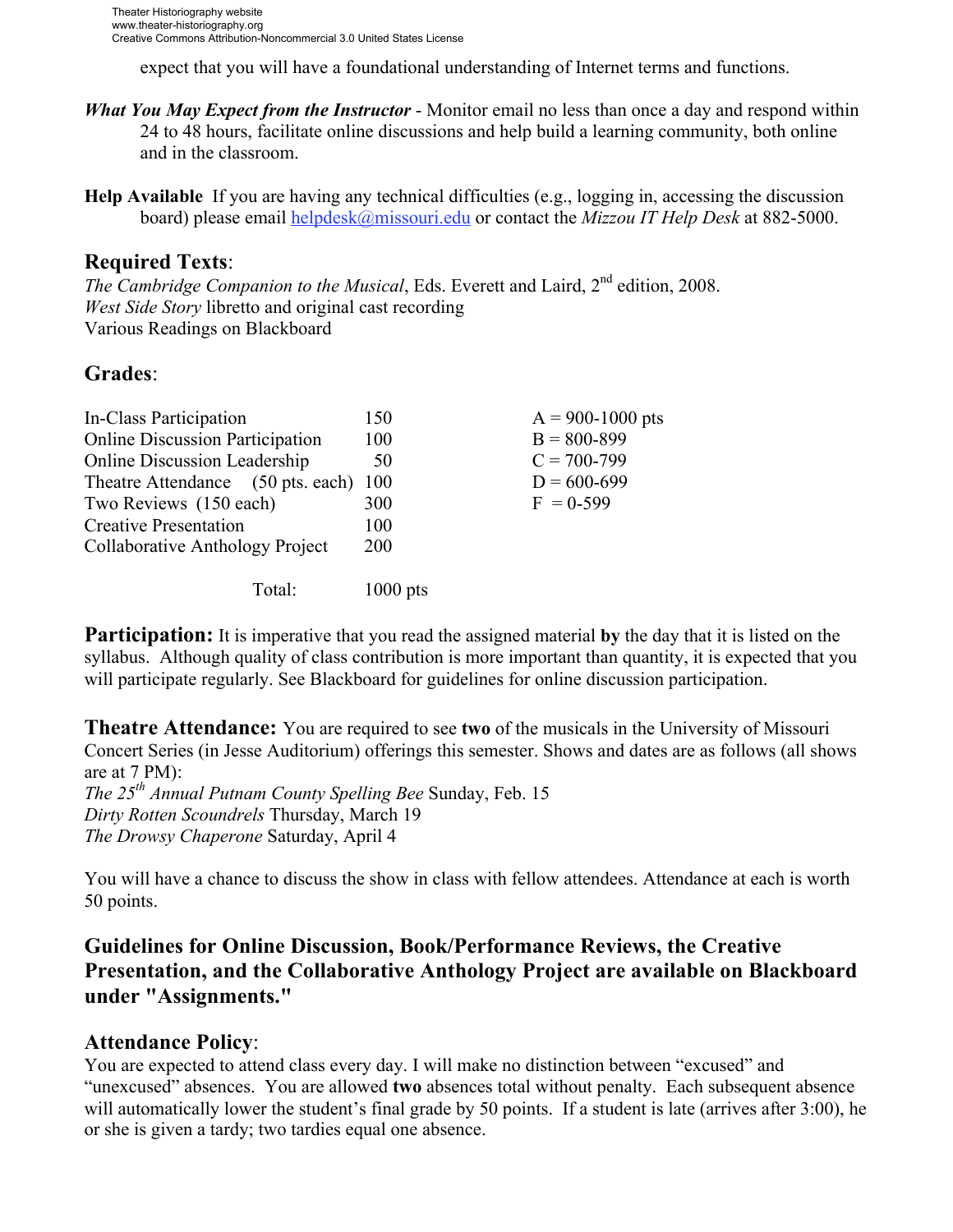expect that you will have a foundational understanding of Internet terms and functions.

***What You May Expect from the Instructor*** - Monitor email no less than once a day and respond within 24 to 48 hours, facilitate online discussions and help build a learning community, both online and in the classroom.

**Help Available** If you are having any technical difficulties (e.g., logging in, accessing the discussion board) please email helpdesk@missouri.edu or contact the *Mizzou IT Help Desk* at 882-5000.

## Required Texts:

*The Cambridge Companion to the Musical*, Eds. Everett and Laird, 2nd edition, 2008.
*West Side Story* libretto and original cast recording
Various Readings on Blackboard

## Grades:

| | | |
|---|---|---|
| In-Class Participation | 150 | A = 900-1000 pts |
| Online Discussion Participation | 100 | B = 800-899 |
| Online Discussion Leadership | 50 | C = 700-799 |
| Theatre Attendance (50 pts. each) | 100 | D = 600-699 |
| Two Reviews (150 each) | 300 | F = 0-599 |
| Creative Presentation | 100 | |
| Collaborative Anthology Project | 200 | |
| Total: | 1000 pts | |

**Participation:** It is imperative that you read the assigned material **by** the day that it is listed on the syllabus. Although quality of class contribution is more important than quantity, it is expected that you will participate regularly. See Blackboard for guidelines for online discussion participation.

**Theatre Attendance:** You are required to see **two** of the musicals in the University of Missouri Concert Series (in Jesse Auditorium) offerings this semester. Shows and dates are as follows (all shows are at 7 PM):
*The 25th Annual Putnam County Spelling Bee* Sunday, Feb. 15
*Dirty Rotten Scoundrels* Thursday, March 19
*The Drowsy Chaperone* Saturday, April 4

You will have a chance to discuss the show in class with fellow attendees. Attendance at each is worth 50 points.

### Guidelines for Online Discussion, Book/Performance Reviews, the Creative Presentation, and the Collaborative Anthology Project are available on Blackboard under "Assignments."

## Attendance Policy:

You are expected to attend class every day. I will make no distinction between "excused" and "unexcused" absences. You are allowed **two** absences total without penalty. Each subsequent absence will automatically lower the student's final grade by 50 points. If a student is late (arrives after 3:00), he or she is given a tardy; two tardies equal one absence.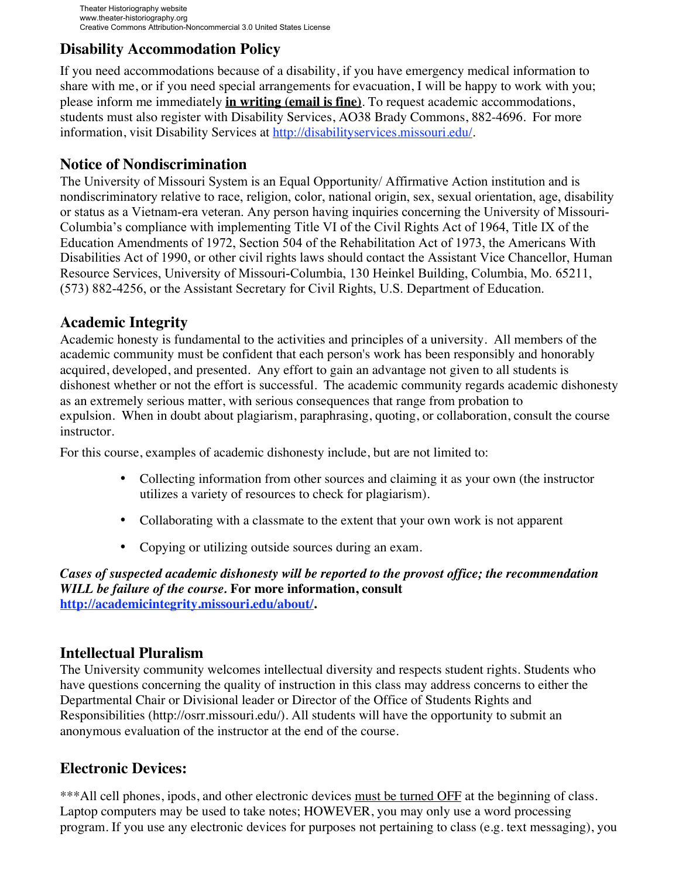## Disability Accommodation Policy

If you need accommodations because of a disability, if you have emergency medical information to share with me, or if you need special arrangements for evacuation, I will be happy to work with you; please inform me immediately **in writing (email is fine)**. To request academic accommodations, students must also register with Disability Services, AO38 Brady Commons, 882-4696. For more information, visit Disability Services at http://disabilityservices.missouri.edu/.

## Notice of Nondiscrimination

The University of Missouri System is an Equal Opportunity/ Affirmative Action institution and is nondiscriminatory relative to race, religion, color, national origin, sex, sexual orientation, age, disability or status as a Vietnam-era veteran. Any person having inquiries concerning the University of Missouri-Columbia's compliance with implementing Title VI of the Civil Rights Act of 1964, Title IX of the Education Amendments of 1972, Section 504 of the Rehabilitation Act of 1973, the Americans With Disabilities Act of 1990, or other civil rights laws should contact the Assistant Vice Chancellor, Human Resource Services, University of Missouri-Columbia, 130 Heinkel Building, Columbia, Mo. 65211, (573) 882-4256, or the Assistant Secretary for Civil Rights, U.S. Department of Education.

## Academic Integrity

Academic honesty is fundamental to the activities and principles of a university. All members of the academic community must be confident that each person's work has been responsibly and honorably acquired, developed, and presented. Any effort to gain an advantage not given to all students is dishonest whether or not the effort is successful. The academic community regards academic dishonesty as an extremely serious matter, with serious consequences that range from probation to expulsion. When in doubt about plagiarism, paraphrasing, quoting, or collaboration, consult the course instructor.

For this course, examples of academic dishonesty include, but are not limited to:

- Collecting information from other sources and claiming it as your own (the instructor utilizes a variety of resources to check for plagiarism).
- Collaborating with a classmate to the extent that your own work is not apparent
- Copying or utilizing outside sources during an exam.

***Cases of suspected academic dishonesty will be reported to the provost office; the recommendation WILL be failure of the course.*** **For more information, consult http://academicintegrity.missouri.edu/about/.**

## Intellectual Pluralism

The University community welcomes intellectual diversity and respects student rights. Students who have questions concerning the quality of instruction in this class may address concerns to either the Departmental Chair or Divisional leader or Director of the Office of Students Rights and Responsibilities (http://osrr.missouri.edu/). All students will have the opportunity to submit an anonymous evaluation of the instructor at the end of the course.

## Electronic Devices:

***All cell phones, ipods, and other electronic devices must be turned OFF at the beginning of class. Laptop computers may be used to take notes; HOWEVER, you may only use a word processing program. If you use any electronic devices for purposes not pertaining to class (e.g. text messaging), you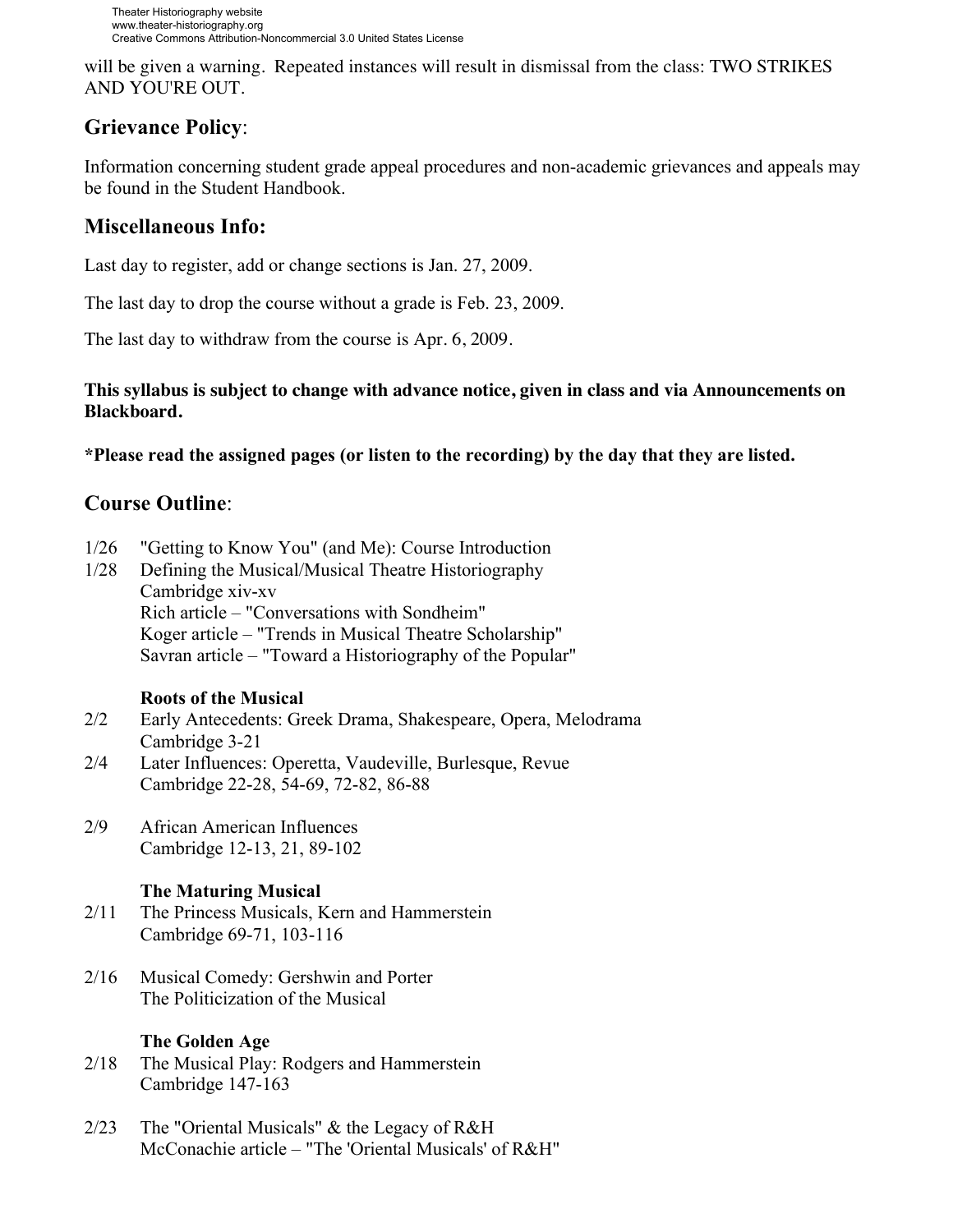will be given a warning. Repeated instances will result in dismissal from the class: TWO STRIKES AND YOU'RE OUT.

## Grievance Policy:

Information concerning student grade appeal procedures and non-academic grievances and appeals may be found in the Student Handbook.

## Miscellaneous Info:

Last day to register, add or change sections is Jan. 27, 2009.

The last day to drop the course without a grade is Feb. 23, 2009.

The last day to withdraw from the course is Apr. 6, 2009.

**This syllabus is subject to change with advance notice, given in class and via Announcements on Blackboard.**

***Please read the assigned pages (or listen to the recording) by the day that they are listed.**

## Course Outline:

1/26 "Getting to Know You" (and Me): Course Introduction

1/28 Defining the Musical/Musical Theatre Historiography
Cambridge xiv-xv
Rich article – "Conversations with Sondheim"
Koger article – "Trends in Musical Theatre Scholarship"
Savran article – "Toward a Historiography of the Popular"

**Roots of the Musical**

2/2 Early Antecedents: Greek Drama, Shakespeare, Opera, Melodrama
Cambridge 3-21

2/4 Later Influences: Operetta, Vaudeville, Burlesque, Revue
Cambridge 22-28, 54-69, 72-82, 86-88

2/9 African American Influences
Cambridge 12-13, 21, 89-102

**The Maturing Musical**

2/11 The Princess Musicals, Kern and Hammerstein
Cambridge 69-71, 103-116

2/16 Musical Comedy: Gershwin and Porter
The Politicization of the Musical

**The Golden Age**

2/18 The Musical Play: Rodgers and Hammerstein
Cambridge 147-163

2/23 The "Oriental Musicals" & the Legacy of R&H
McConachie article – "The 'Oriental Musicals' of R&H"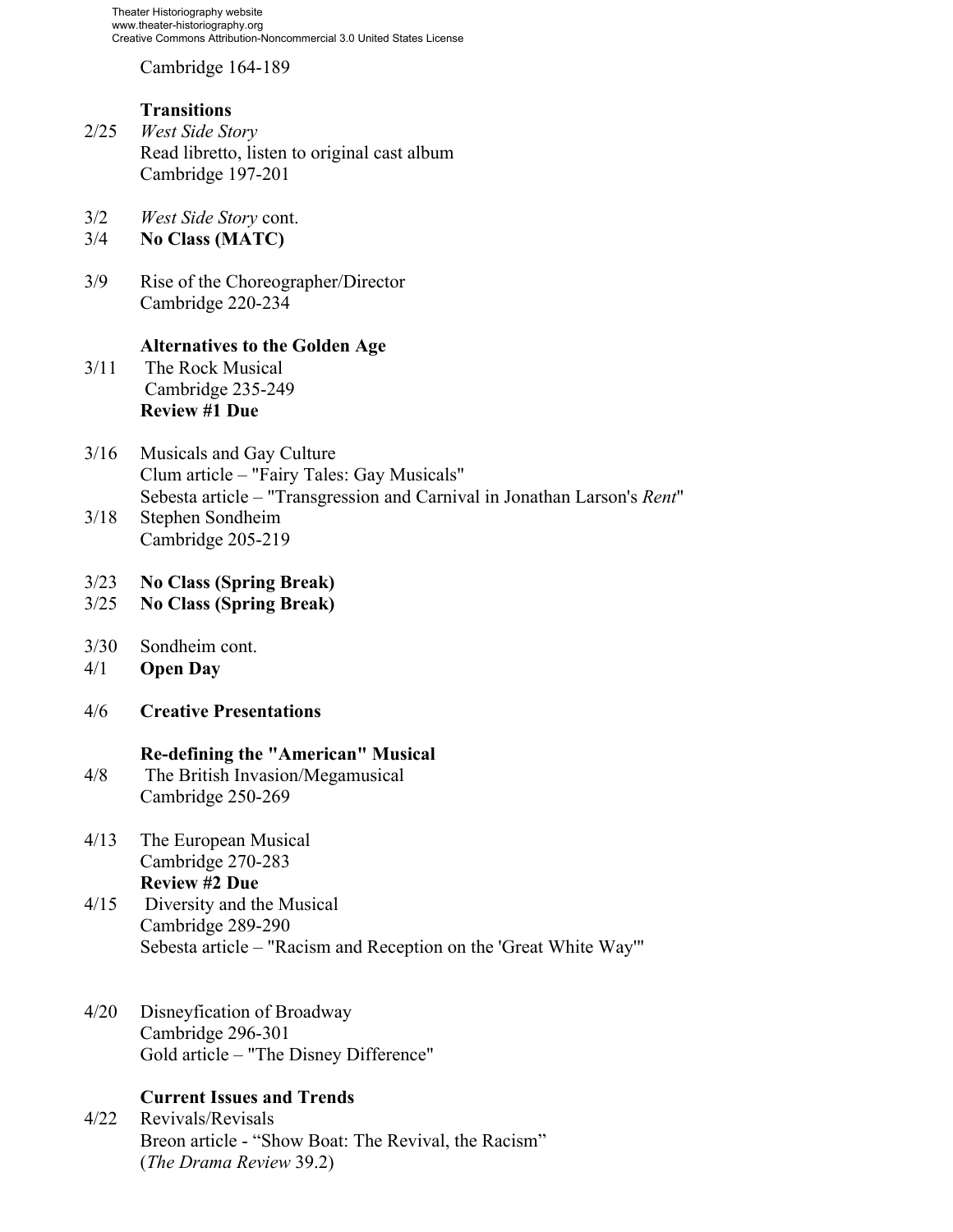Cambridge 164-189

**Transitions**

2/25 *West Side Story*
Read libretto, listen to original cast album
Cambridge 197-201

3/2 *West Side Story* cont.
3/4 **No Class (MATC)**

3/9 Rise of the Choreographer/Director
Cambridge 220-234

**Alternatives to the Golden Age**

3/11 The Rock Musical
Cambridge 235-249
**Review #1 Due**

3/16 Musicals and Gay Culture
Clum article – "Fairy Tales: Gay Musicals"
Sebesta article – "Transgression and Carnival in Jonathan Larson's *Rent*"
3/18 Stephen Sondheim
Cambridge 205-219

3/23 **No Class (Spring Break)**
3/25 **No Class (Spring Break)**

3/30 Sondheim cont.
4/1 **Open Day**

4/6 **Creative Presentations**

**Re-defining the "American" Musical**

4/8 The British Invasion/Megamusical
Cambridge 250-269

4/13 The European Musical
Cambridge 270-283
**Review #2 Due**
4/15 Diversity and the Musical
Cambridge 289-290
Sebesta article – "Racism and Reception on the 'Great White Way'"

4/20 Disneyfication of Broadway
Cambridge 296-301
Gold article – "The Disney Difference"

**Current Issues and Trends**

4/22 Revivals/Revisals
Breon article - "Show Boat: The Revival, the Racism"
(*The Drama Review* 39.2)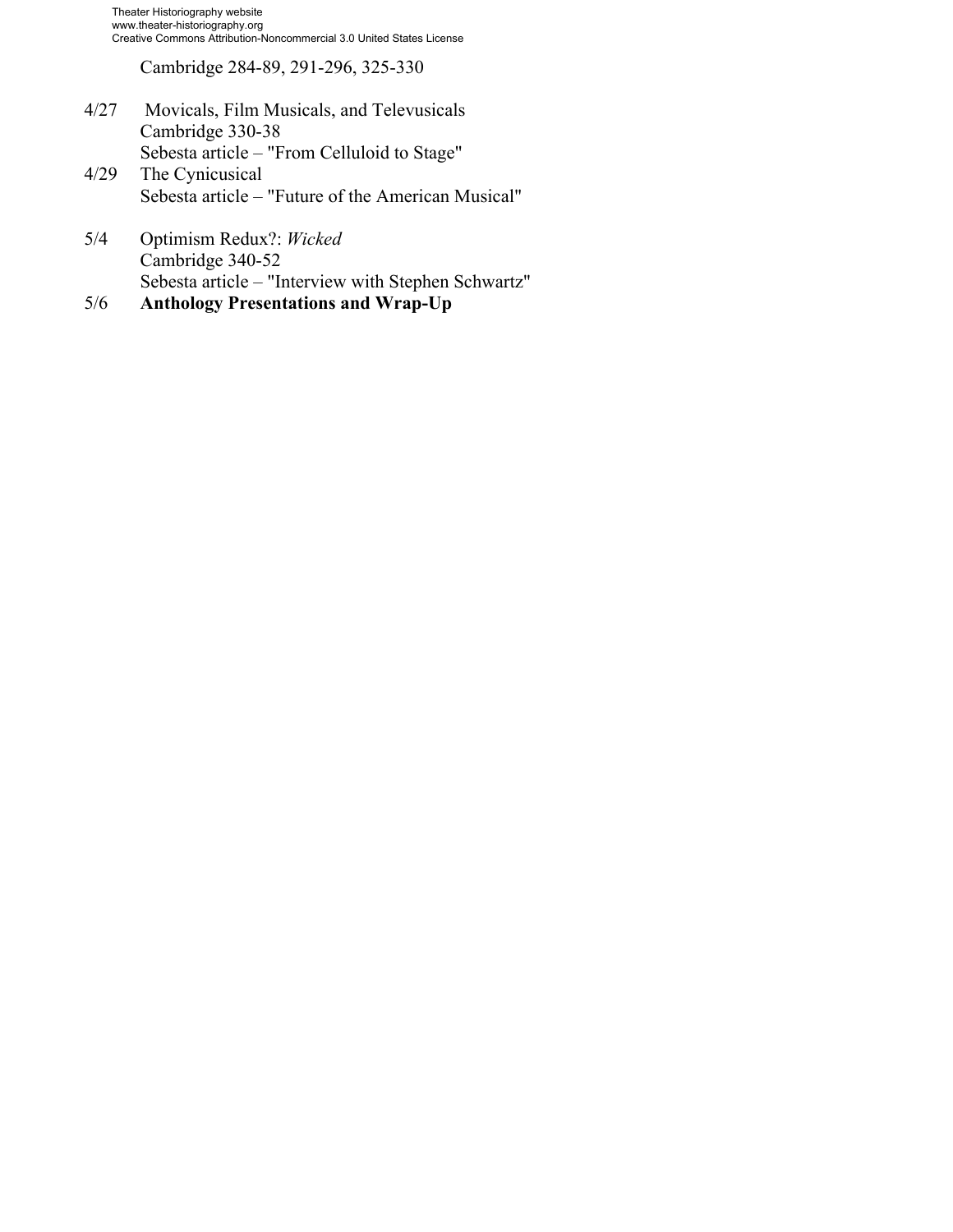Cambridge 284-89, 291-296, 325-330

4/27 Movicals, Film Musicals, and Televusicals
Cambridge 330-38
Sebesta article – "From Celluloid to Stage"

4/29 The Cynicusical
Sebesta article – "Future of the American Musical"

5/4 Optimism Redux?: *Wicked*
Cambridge 340-52
Sebesta article – "Interview with Stephen Schwartz"

5/6 **Anthology Presentations and Wrap-Up**